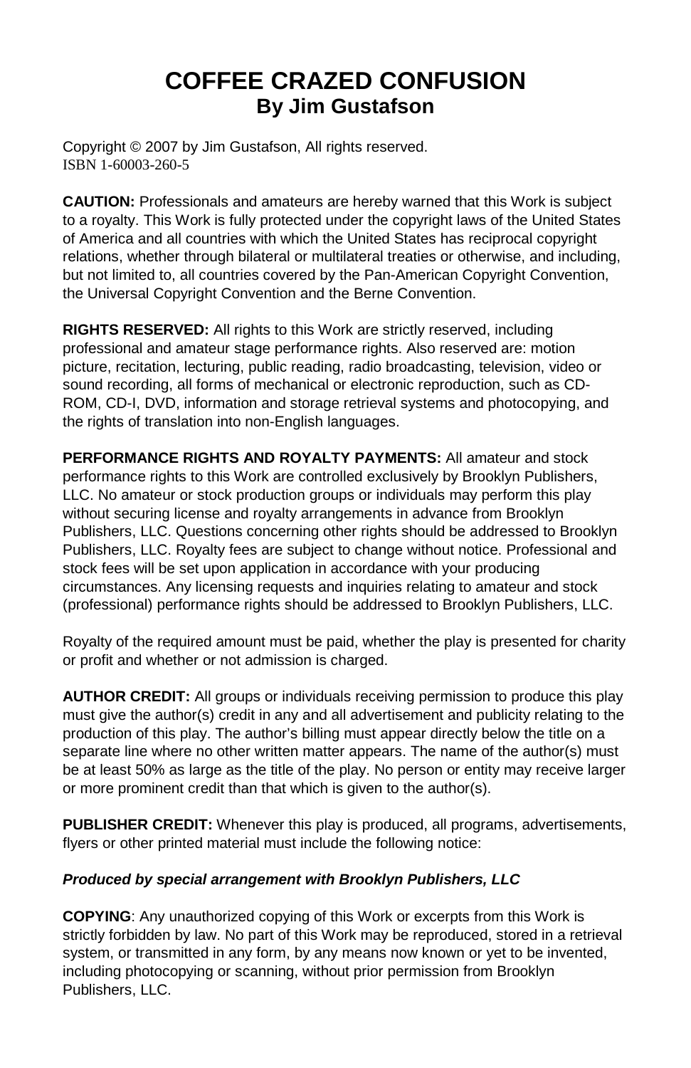# COFFEE CRAZED CONFUSION
## By Jim Gustafson

Copyright © 2007 by Jim Gustafson, All rights reserved.
ISBN 1-60003-260-5

**CAUTION:** Professionals and amateurs are hereby warned that this Work is subject to a royalty. This Work is fully protected under the copyright laws of the United States of America and all countries with which the United States has reciprocal copyright relations, whether through bilateral or multilateral treaties or otherwise, and including, but not limited to, all countries covered by the Pan-American Copyright Convention, the Universal Copyright Convention and the Berne Convention.

**RIGHTS RESERVED:** All rights to this Work are strictly reserved, including professional and amateur stage performance rights. Also reserved are: motion picture, recitation, lecturing, public reading, radio broadcasting, television, video or sound recording, all forms of mechanical or electronic reproduction, such as CD-ROM, CD-I, DVD, information and storage retrieval systems and photocopying, and the rights of translation into non-English languages.

**PERFORMANCE RIGHTS AND ROYALTY PAYMENTS:** All amateur and stock performance rights to this Work are controlled exclusively by Brooklyn Publishers, LLC. No amateur or stock production groups or individuals may perform this play without securing license and royalty arrangements in advance from Brooklyn Publishers, LLC. Questions concerning other rights should be addressed to Brooklyn Publishers, LLC. Royalty fees are subject to change without notice. Professional and stock fees will be set upon application in accordance with your producing circumstances. Any licensing requests and inquiries relating to amateur and stock (professional) performance rights should be addressed to Brooklyn Publishers, LLC.

Royalty of the required amount must be paid, whether the play is presented for charity or profit and whether or not admission is charged.

**AUTHOR CREDIT:** All groups or individuals receiving permission to produce this play must give the author(s) credit in any and all advertisement and publicity relating to the production of this play. The author's billing must appear directly below the title on a separate line where no other written matter appears. The name of the author(s) must be at least 50% as large as the title of the play. No person or entity may receive larger or more prominent credit than that which is given to the author(s).

**PUBLISHER CREDIT:** Whenever this play is produced, all programs, advertisements, flyers or other printed material must include the following notice:

***Produced by special arrangement with Brooklyn Publishers, LLC***

**COPYING**: Any unauthorized copying of this Work or excerpts from this Work is strictly forbidden by law. No part of this Work may be reproduced, stored in a retrieval system, or transmitted in any form, by any means now known or yet to be invented, including photocopying or scanning, without prior permission from Brooklyn Publishers, LLC.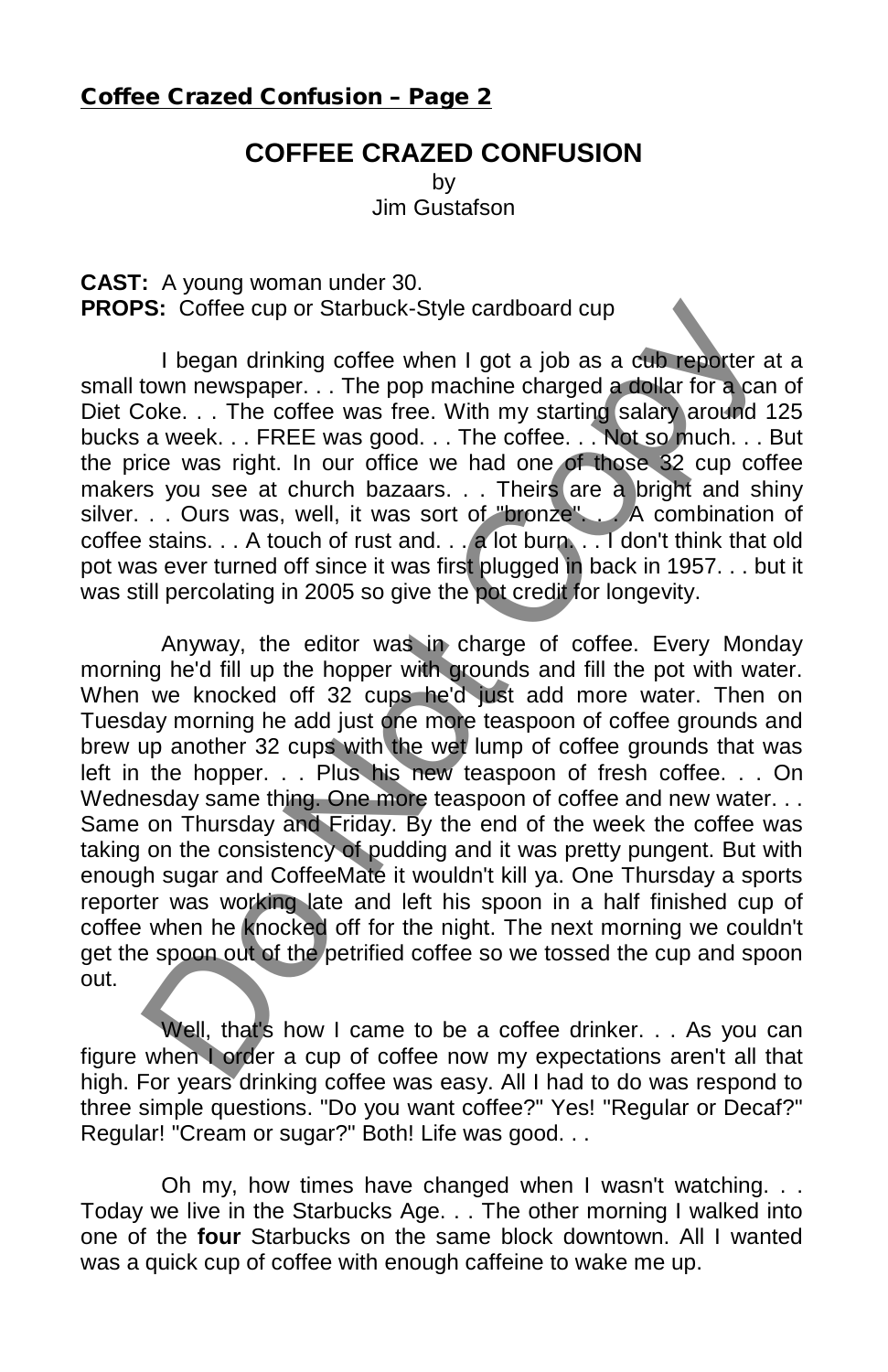# COFFEE CRAZED CONFUSION

by
Jim Gustafson

**CAST:** A young woman under 30.
**PROPS:** Coffee cup or Starbuck-Style cardboard cup

I began drinking coffee when I got a job as a cub reporter at a small town newspaper. . . The pop machine charged a dollar for a can of Diet Coke. . . The coffee was free. With my starting salary around 125 bucks a week. . . FREE was good. . . The coffee. . . Not so much. . . But the price was right. In our office we had one of those 32 cup coffee makers you see at church bazaars. . . Theirs are a bright and shiny silver. . . Ours was, well, it was sort of "bronze". . . A combination of coffee stains. . . A touch of rust and. . . a lot burn. . . I don't think that old pot was ever turned off since it was first plugged in back in 1957. . . but it was still percolating in 2005 so give the pot credit for longevity.

Anyway, the editor was in charge of coffee. Every Monday morning he'd fill up the hopper with grounds and fill the pot with water. When we knocked off 32 cups he'd just add more water. Then on Tuesday morning he add just one more teaspoon of coffee grounds and brew up another 32 cups with the wet lump of coffee grounds that was left in the hopper. . . Plus his new teaspoon of fresh coffee. . . On Wednesday same thing. One more teaspoon of coffee and new water. . . Same on Thursday and Friday. By the end of the week the coffee was taking on the consistency of pudding and it was pretty pungent. But with enough sugar and CoffeeMate it wouldn't kill ya. One Thursday a sports reporter was working late and left his spoon in a half finished cup of coffee when he knocked off for the night. The next morning we couldn't get the spoon out of the petrified coffee so we tossed the cup and spoon out.

Well, that's how I came to be a coffee drinker. . . As you can figure when I order a cup of coffee now my expectations aren't all that high. For years drinking coffee was easy. All I had to do was respond to three simple questions. "Do you want coffee?" Yes! "Regular or Decaf?" Regular! "Cream or sugar?" Both! Life was good. . .

Oh my, how times have changed when I wasn't watching. . . Today we live in the Starbucks Age. . . The other morning I walked into one of the **four** Starbucks on the same block downtown. All I wanted was a quick cup of coffee with enough caffeine to wake me up.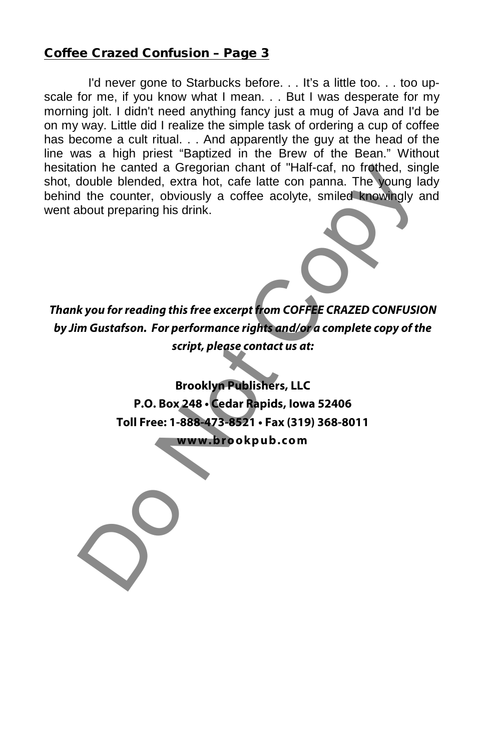## Coffee Crazed Confusion – Page 3

I'd never gone to Starbucks before. . . It's a little too. . . too up-scale for me, if you know what I mean. . . But I was desperate for my morning jolt. I didn't need anything fancy just a mug of Java and I'd be on my way. Little did I realize the simple task of ordering a cup of coffee has become a cult ritual. . . And apparently the guy at the head of the line was a high priest "Baptized in the Brew of the Bean." Without hesitation he canted a Gregorian chant of "Half-caf, no frothed, single shot, double blended, extra hot, cafe latte con panna. The young lady behind the counter, obviously a coffee acolyte, smiled knowingly and went about preparing his drink.

***Thank you for reading this free excerpt from COFFEE CRAZED CONFUSION by Jim Gustafson. For performance rights and/or a complete copy of the script, please contact us at:***

**Brooklyn Publishers, LLC**
**P.O. Box 248 • Cedar Rapids, Iowa 52406**
**Toll Free: 1-888-473-8521 • Fax (319) 368-8011**
**www.brookpub.com**